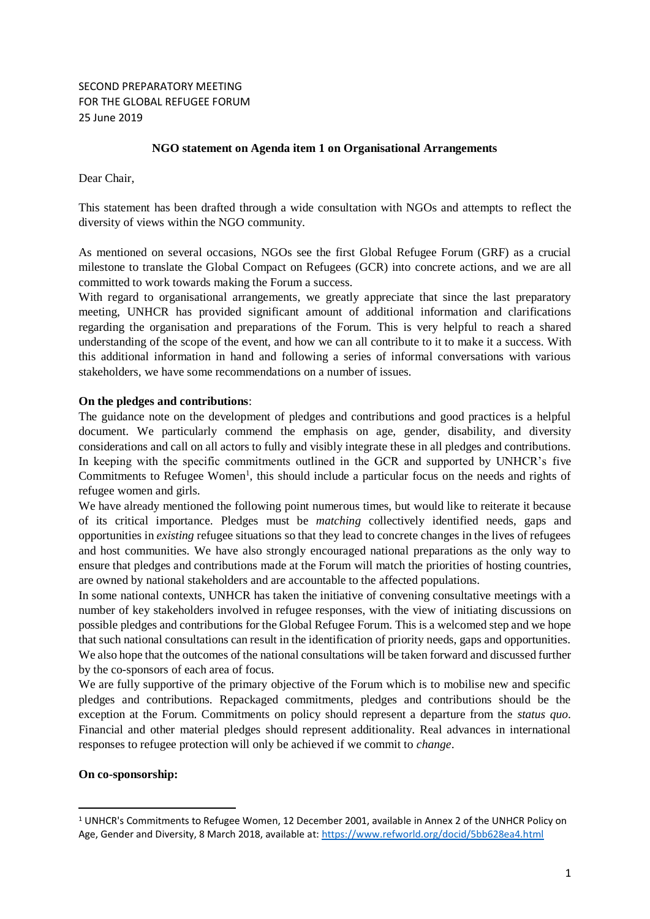SECOND PREPARATORY MEETING
FOR THE GLOBAL REFUGEE FORUM
25 June 2019

**NGO statement on Agenda item 1 on Organisational Arrangements**

Dear Chair,

This statement has been drafted through a wide consultation with NGOs and attempts to reflect the diversity of views within the NGO community.

As mentioned on several occasions, NGOs see the first Global Refugee Forum (GRF) as a crucial milestone to translate the Global Compact on Refugees (GCR) into concrete actions, and we are all committed to work towards making the Forum a success.

With regard to organisational arrangements, we greatly appreciate that since the last preparatory meeting, UNHCR has provided significant amount of additional information and clarifications regarding the organisation and preparations of the Forum. This is very helpful to reach a shared understanding of the scope of the event, and how we can all contribute to it to make it a success. With this additional information in hand and following a series of informal conversations with various stakeholders, we have some recommendations on a number of issues.

**On the pledges and contributions**:

The guidance note on the development of pledges and contributions and good practices is a helpful document. We particularly commend the emphasis on age, gender, disability, and diversity considerations and call on all actors to fully and visibly integrate these in all pledges and contributions. In keeping with the specific commitments outlined in the GCR and supported by UNHCR's five Commitments to Refugee Women[1], this should include a particular focus on the needs and rights of refugee women and girls.

We have already mentioned the following point numerous times, but would like to reiterate it because of its critical importance. Pledges must be *matching* collectively identified needs, gaps and opportunities in *existing* refugee situations so that they lead to concrete changes in the lives of refugees and host communities. We have also strongly encouraged national preparations as the only way to ensure that pledges and contributions made at the Forum will match the priorities of hosting countries, are owned by national stakeholders and are accountable to the affected populations.

In some national contexts, UNHCR has taken the initiative of convening consultative meetings with a number of key stakeholders involved in refugee responses, with the view of initiating discussions on possible pledges and contributions for the Global Refugee Forum. This is a welcomed step and we hope that such national consultations can result in the identification of priority needs, gaps and opportunities. We also hope that the outcomes of the national consultations will be taken forward and discussed further by the co-sponsors of each area of focus.

We are fully supportive of the primary objective of the Forum which is to mobilise new and specific pledges and contributions. Repackaged commitments, pledges and contributions should be the exception at the Forum. Commitments on policy should represent a departure from the *status quo*. Financial and other material pledges should represent additionality. Real advances in international responses to refugee protection will only be achieved if we commit to *change*.

**On co-sponsorship:**

[1] UNHCR's Commitments to Refugee Women, 12 December 2001, available in Annex 2 of the UNHCR Policy on Age, Gender and Diversity, 8 March 2018, available at: https://www.refworld.org/docid/5bb628ea4.html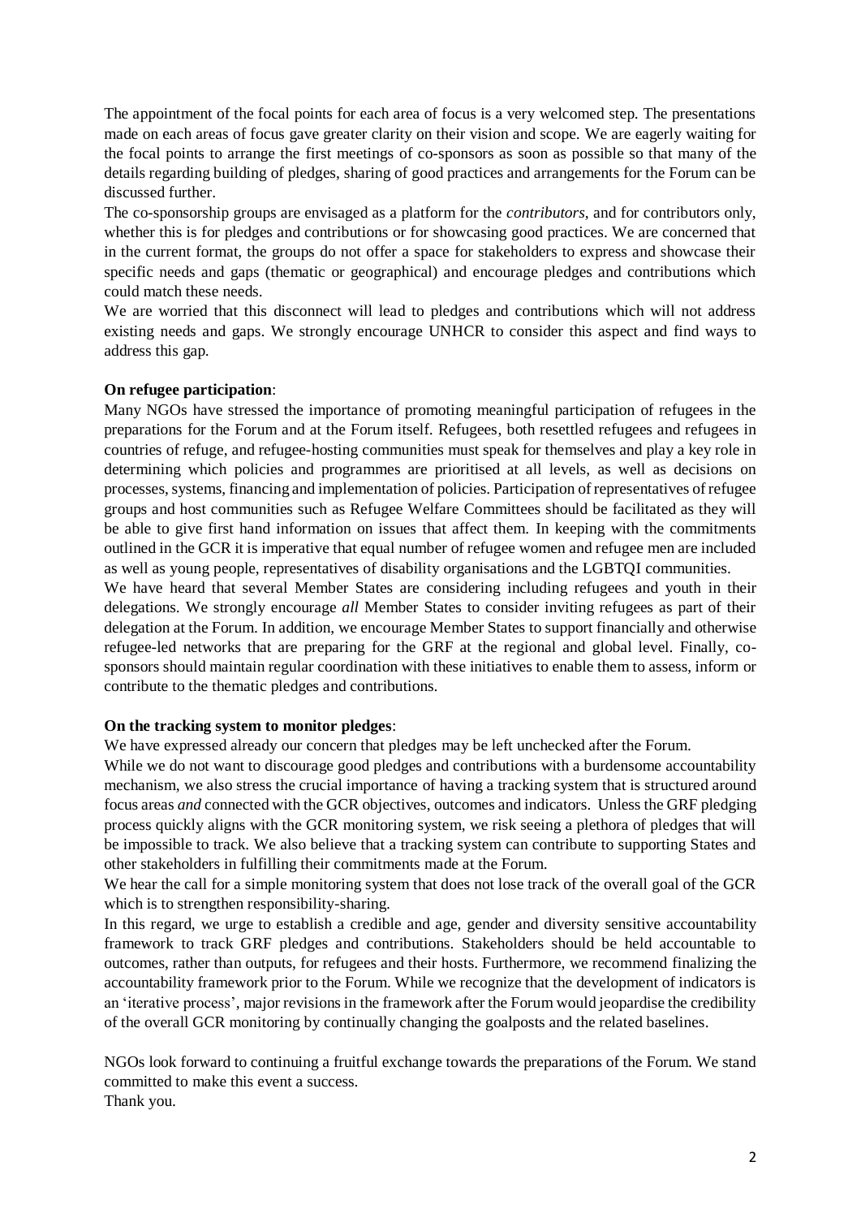The appointment of the focal points for each area of focus is a very welcomed step. The presentations made on each areas of focus gave greater clarity on their vision and scope. We are eagerly waiting for the focal points to arrange the first meetings of co-sponsors as soon as possible so that many of the details regarding building of pledges, sharing of good practices and arrangements for the Forum can be discussed further.

The co-sponsorship groups are envisaged as a platform for the *contributors*, and for contributors only, whether this is for pledges and contributions or for showcasing good practices. We are concerned that in the current format, the groups do not offer a space for stakeholders to express and showcase their specific needs and gaps (thematic or geographical) and encourage pledges and contributions which could match these needs.

We are worried that this disconnect will lead to pledges and contributions which will not address existing needs and gaps. We strongly encourage UNHCR to consider this aspect and find ways to address this gap.

**On refugee participation**:

Many NGOs have stressed the importance of promoting meaningful participation of refugees in the preparations for the Forum and at the Forum itself. Refugees, both resettled refugees and refugees in countries of refuge, and refugee-hosting communities must speak for themselves and play a key role in determining which policies and programmes are prioritised at all levels, as well as decisions on processes, systems, financing and implementation of policies. Participation of representatives of refugee groups and host communities such as Refugee Welfare Committees should be facilitated as they will be able to give first hand information on issues that affect them. In keeping with the commitments outlined in the GCR it is imperative that equal number of refugee women and refugee men are included as well as young people, representatives of disability organisations and the LGBTQI communities.

We have heard that several Member States are considering including refugees and youth in their delegations. We strongly encourage *all* Member States to consider inviting refugees as part of their delegation at the Forum. In addition, we encourage Member States to support financially and otherwise refugee-led networks that are preparing for the GRF at the regional and global level. Finally, co-sponsors should maintain regular coordination with these initiatives to enable them to assess, inform or contribute to the thematic pledges and contributions.

**On the tracking system to monitor pledges**:

We have expressed already our concern that pledges may be left unchecked after the Forum.

While we do not want to discourage good pledges and contributions with a burdensome accountability mechanism, we also stress the crucial importance of having a tracking system that is structured around focus areas *and* connected with the GCR objectives, outcomes and indicators. Unless the GRF pledging process quickly aligns with the GCR monitoring system, we risk seeing a plethora of pledges that will be impossible to track. We also believe that a tracking system can contribute to supporting States and other stakeholders in fulfilling their commitments made at the Forum.

We hear the call for a simple monitoring system that does not lose track of the overall goal of the GCR which is to strengthen responsibility-sharing.

In this regard, we urge to establish a credible and age, gender and diversity sensitive accountability framework to track GRF pledges and contributions. Stakeholders should be held accountable to outcomes, rather than outputs, for refugees and their hosts. Furthermore, we recommend finalizing the accountability framework prior to the Forum. While we recognize that the development of indicators is an 'iterative process', major revisions in the framework after the Forum would jeopardise the credibility of the overall GCR monitoring by continually changing the goalposts and the related baselines.

NGOs look forward to continuing a fruitful exchange towards the preparations of the Forum. We stand committed to make this event a success.

Thank you.